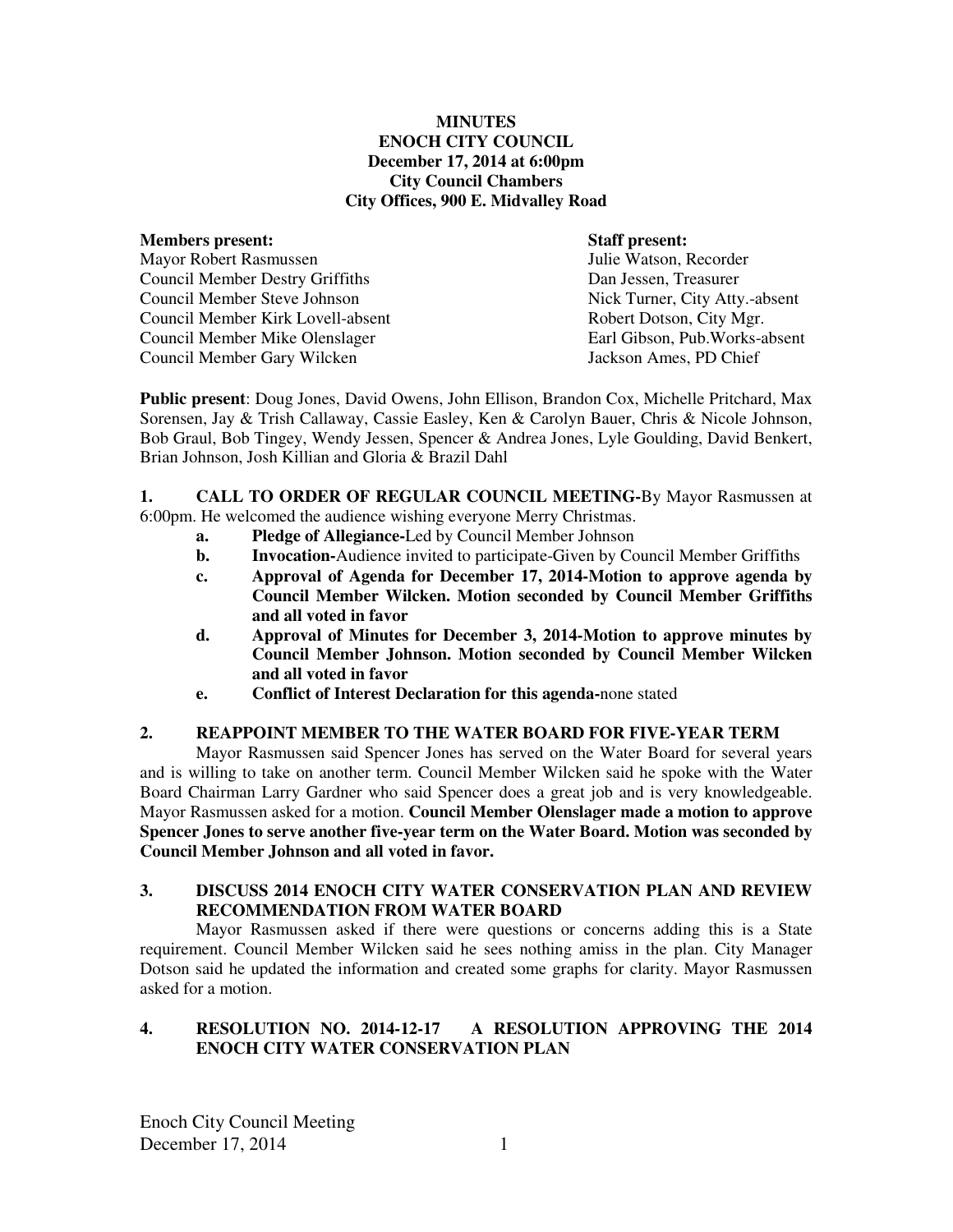**MINUTES**
**ENOCH CITY COUNCIL**
**December 17, 2014 at 6:00pm**
**City Council Chambers**
**City Offices, 900 E. Midvalley Road**

| **Members present:** | **Staff present:** |
|---|---|
| Mayor Robert Rasmussen | Julie Watson, Recorder |
| Council Member Destry Griffiths | Dan Jessen, Treasurer |
| Council Member Steve Johnson | Nick Turner, City Atty.-absent |
| Council Member Kirk Lovell-absent | Robert Dotson, City Mgr. |
| Council Member Mike Olenslager | Earl Gibson, Pub.Works-absent |
| Council Member Gary Wilcken | Jackson Ames, PD Chief |

**Public present**: Doug Jones, David Owens, John Ellison, Brandon Cox, Michelle Pritchard, Max Sorensen, Jay & Trish Callaway, Cassie Easley, Ken & Carolyn Bauer, Chris & Nicole Johnson, Bob Graul, Bob Tingey, Wendy Jessen, Spencer & Andrea Jones, Lyle Goulding, David Benkert, Brian Johnson, Josh Killian and Gloria & Brazil Dahl

**1. CALL TO ORDER OF REGULAR COUNCIL MEETING-**By Mayor Rasmussen at 6:00pm. He welcomed the audience wishing everyone Merry Christmas.

- **a. Pledge of Allegiance-**Led by Council Member Johnson
- **b. Invocation-**Audience invited to participate-Given by Council Member Griffiths
- **c. Approval of Agenda for December 17, 2014-Motion to approve agenda by Council Member Wilcken. Motion seconded by Council Member Griffiths and all voted in favor**
- **d. Approval of Minutes for December 3, 2014-Motion to approve minutes by Council Member Johnson. Motion seconded by Council Member Wilcken and all voted in favor**
- **e. Conflict of Interest Declaration for this agenda-**none stated

**2. REAPPOINT MEMBER TO THE WATER BOARD FOR FIVE-YEAR TERM**

Mayor Rasmussen said Spencer Jones has served on the Water Board for several years and is willing to take on another term. Council Member Wilcken said he spoke with the Water Board Chairman Larry Gardner who said Spencer does a great job and is very knowledgeable. Mayor Rasmussen asked for a motion. **Council Member Olenslager made a motion to approve Spencer Jones to serve another five-year term on the Water Board. Motion was seconded by Council Member Johnson and all voted in favor.**

**3. DISCUSS 2014 ENOCH CITY WATER CONSERVATION PLAN AND REVIEW RECOMMENDATION FROM WATER BOARD**

Mayor Rasmussen asked if there were questions or concerns adding this is a State requirement. Council Member Wilcken said he sees nothing amiss in the plan. City Manager Dotson said he updated the information and created some graphs for clarity. Mayor Rasmussen asked for a motion.

**4. RESOLUTION NO. 2014-12-17 A RESOLUTION APPROVING THE 2014 ENOCH CITY WATER CONSERVATION PLAN**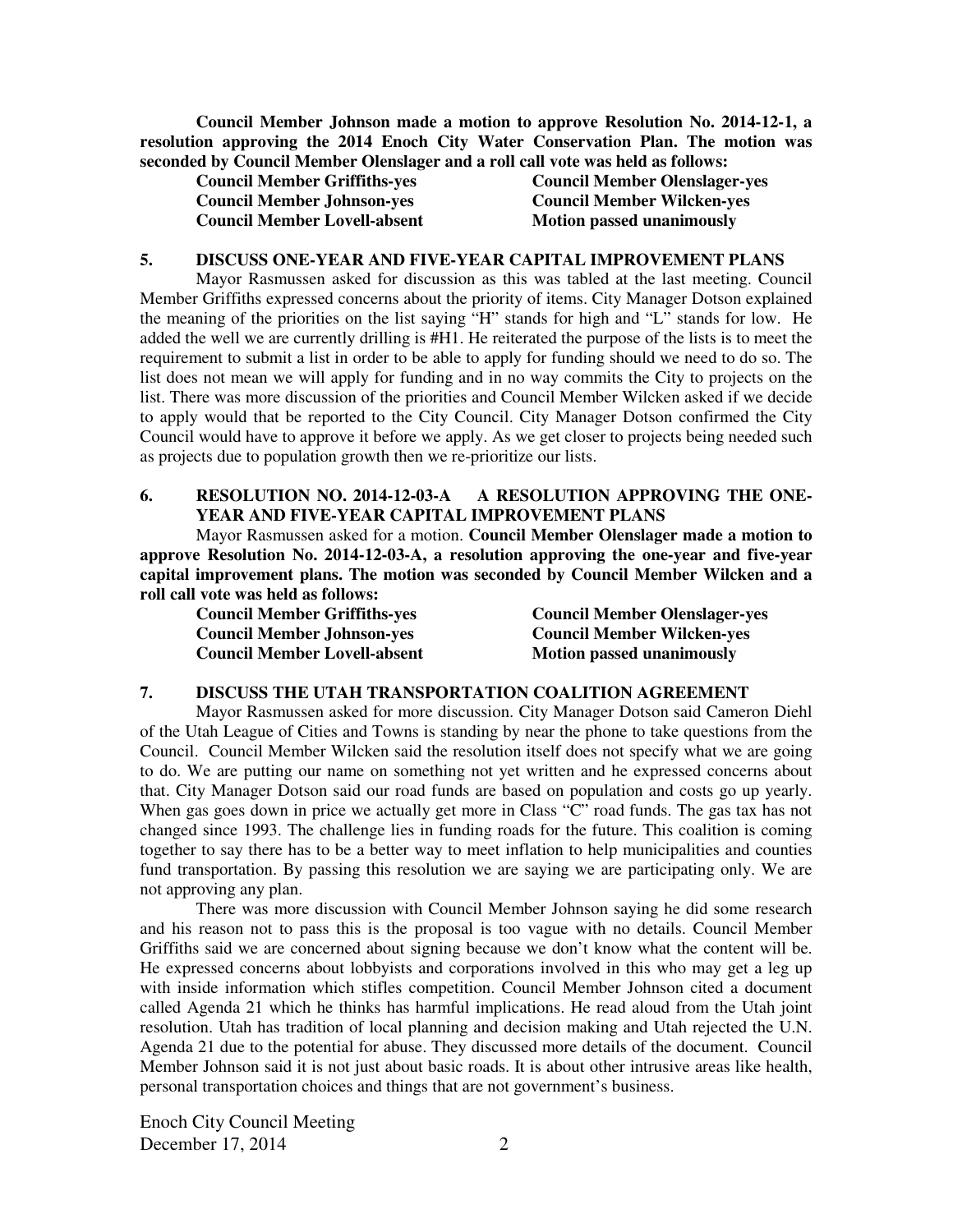**Council Member Johnson made a motion to approve Resolution No. 2014-12-1, a resolution approving the 2014 Enoch City Water Conservation Plan. The motion was seconded by Council Member Olenslager and a roll call vote was held as follows:**

| | |
|---|---|
| **Council Member Griffiths-yes** | **Council Member Olenslager-yes** |
| **Council Member Johnson-yes** | **Council Member Wilcken-yes** |
| **Council Member Lovell-absent** | **Motion passed unanimously** |

**5. DISCUSS ONE-YEAR AND FIVE-YEAR CAPITAL IMPROVEMENT PLANS**

Mayor Rasmussen asked for discussion as this was tabled at the last meeting. Council Member Griffiths expressed concerns about the priority of items. City Manager Dotson explained the meaning of the priorities on the list saying "H" stands for high and "L" stands for low. He added the well we are currently drilling is #H1. He reiterated the purpose of the lists is to meet the requirement to submit a list in order to be able to apply for funding should we need to do so. The list does not mean we will apply for funding and in no way commits the City to projects on the list. There was more discussion of the priorities and Council Member Wilcken asked if we decide to apply would that be reported to the City Council. City Manager Dotson confirmed the City Council would have to approve it before we apply. As we get closer to projects being needed such as projects due to population growth then we re-prioritize our lists.

**6. RESOLUTION NO. 2014-12-03-A A RESOLUTION APPROVING THE ONE-YEAR AND FIVE-YEAR CAPITAL IMPROVEMENT PLANS**

Mayor Rasmussen asked for a motion. **Council Member Olenslager made a motion to approve Resolution No. 2014-12-03-A, a resolution approving the one-year and five-year capital improvement plans. The motion was seconded by Council Member Wilcken and a roll call vote was held as follows:**

| | |
|---|---|
| **Council Member Griffiths-yes** | **Council Member Olenslager-yes** |
| **Council Member Johnson-yes** | **Council Member Wilcken-yes** |
| **Council Member Lovell-absent** | **Motion passed unanimously** |

**7. DISCUSS THE UTAH TRANSPORTATION COALITION AGREEMENT**

Mayor Rasmussen asked for more discussion. City Manager Dotson said Cameron Diehl of the Utah League of Cities and Towns is standing by near the phone to take questions from the Council. Council Member Wilcken said the resolution itself does not specify what we are going to do. We are putting our name on something not yet written and he expressed concerns about that. City Manager Dotson said our road funds are based on population and costs go up yearly. When gas goes down in price we actually get more in Class "C" road funds. The gas tax has not changed since 1993. The challenge lies in funding roads for the future. This coalition is coming together to say there has to be a better way to meet inflation to help municipalities and counties fund transportation. By passing this resolution we are saying we are participating only. We are not approving any plan.

There was more discussion with Council Member Johnson saying he did some research and his reason not to pass this is the proposal is too vague with no details. Council Member Griffiths said we are concerned about signing because we don't know what the content will be. He expressed concerns about lobbyists and corporations involved in this who may get a leg up with inside information which stifles competition. Council Member Johnson cited a document called Agenda 21 which he thinks has harmful implications. He read aloud from the Utah joint resolution. Utah has tradition of local planning and decision making and Utah rejected the U.N. Agenda 21 due to the potential for abuse. They discussed more details of the document. Council Member Johnson said it is not just about basic roads. It is about other intrusive areas like health, personal transportation choices and things that are not government's business.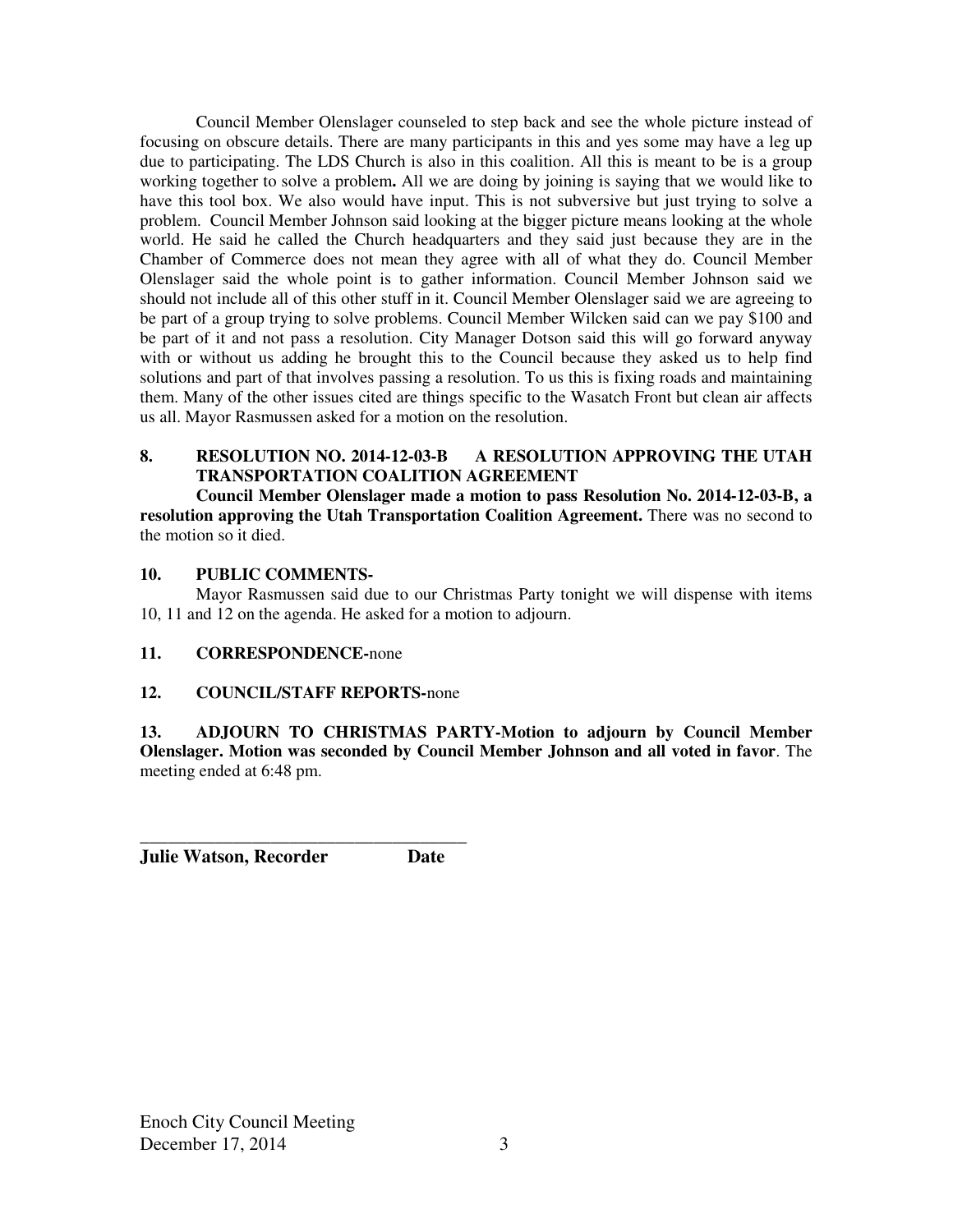Council Member Olenslager counseled to step back and see the whole picture instead of focusing on obscure details. There are many participants in this and yes some may have a leg up due to participating. The LDS Church is also in this coalition. All this is meant to be is a group working together to solve a problem**.** All we are doing by joining is saying that we would like to have this tool box. We also would have input. This is not subversive but just trying to solve a problem. Council Member Johnson said looking at the bigger picture means looking at the whole world. He said he called the Church headquarters and they said just because they are in the Chamber of Commerce does not mean they agree with all of what they do. Council Member Olenslager said the whole point is to gather information. Council Member Johnson said we should not include all of this other stuff in it. Council Member Olenslager said we are agreeing to be part of a group trying to solve problems. Council Member Wilcken said can we pay $100 and be part of it and not pass a resolution. City Manager Dotson said this will go forward anyway with or without us adding he brought this to the Council because they asked us to help find solutions and part of that involves passing a resolution. To us this is fixing roads and maintaining them. Many of the other issues cited are things specific to the Wasatch Front but clean air affects us all. Mayor Rasmussen asked for a motion on the resolution.

**8. RESOLUTION NO. 2014-12-03-B A RESOLUTION APPROVING THE UTAH TRANSPORTATION COALITION AGREEMENT**

**Council Member Olenslager made a motion to pass Resolution No. 2014-12-03-B, a resolution approving the Utah Transportation Coalition Agreement.** There was no second to the motion so it died.

**10. PUBLIC COMMENTS-**

Mayor Rasmussen said due to our Christmas Party tonight we will dispense with items 10, 11 and 12 on the agenda. He asked for a motion to adjourn.

**11. CORRESPONDENCE-**none

**12. COUNCIL/STAFF REPORTS-**none

**13. ADJOURN TO CHRISTMAS PARTY-Motion to adjourn by Council Member Olenslager. Motion was seconded by Council Member Johnson and all voted in favor**. The meeting ended at 6:48 pm.

_____________________________________

**Julie Watson, Recorder Date**